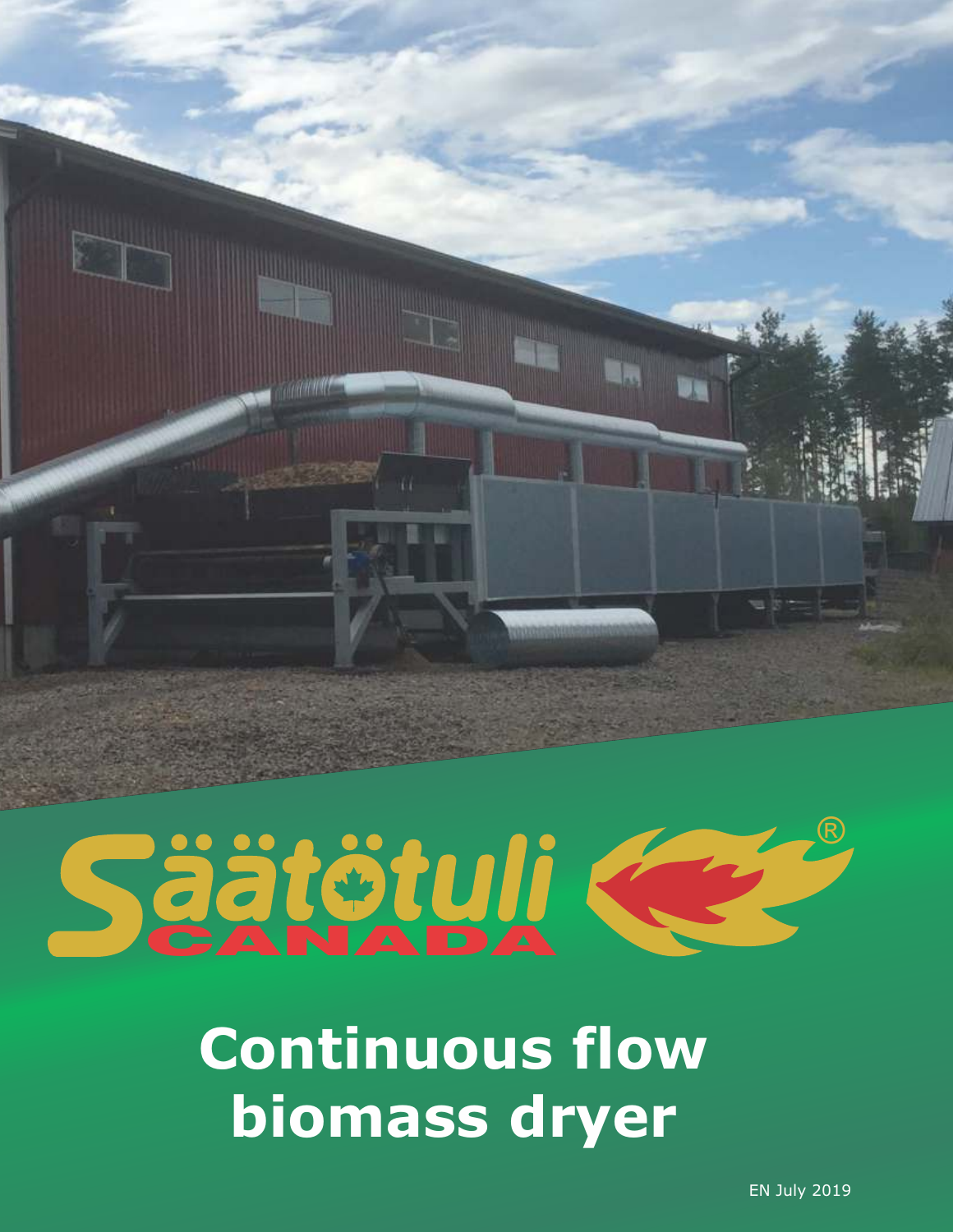Säätötuli® CANADA

# Continuous flow biomass dryer

EN July 2019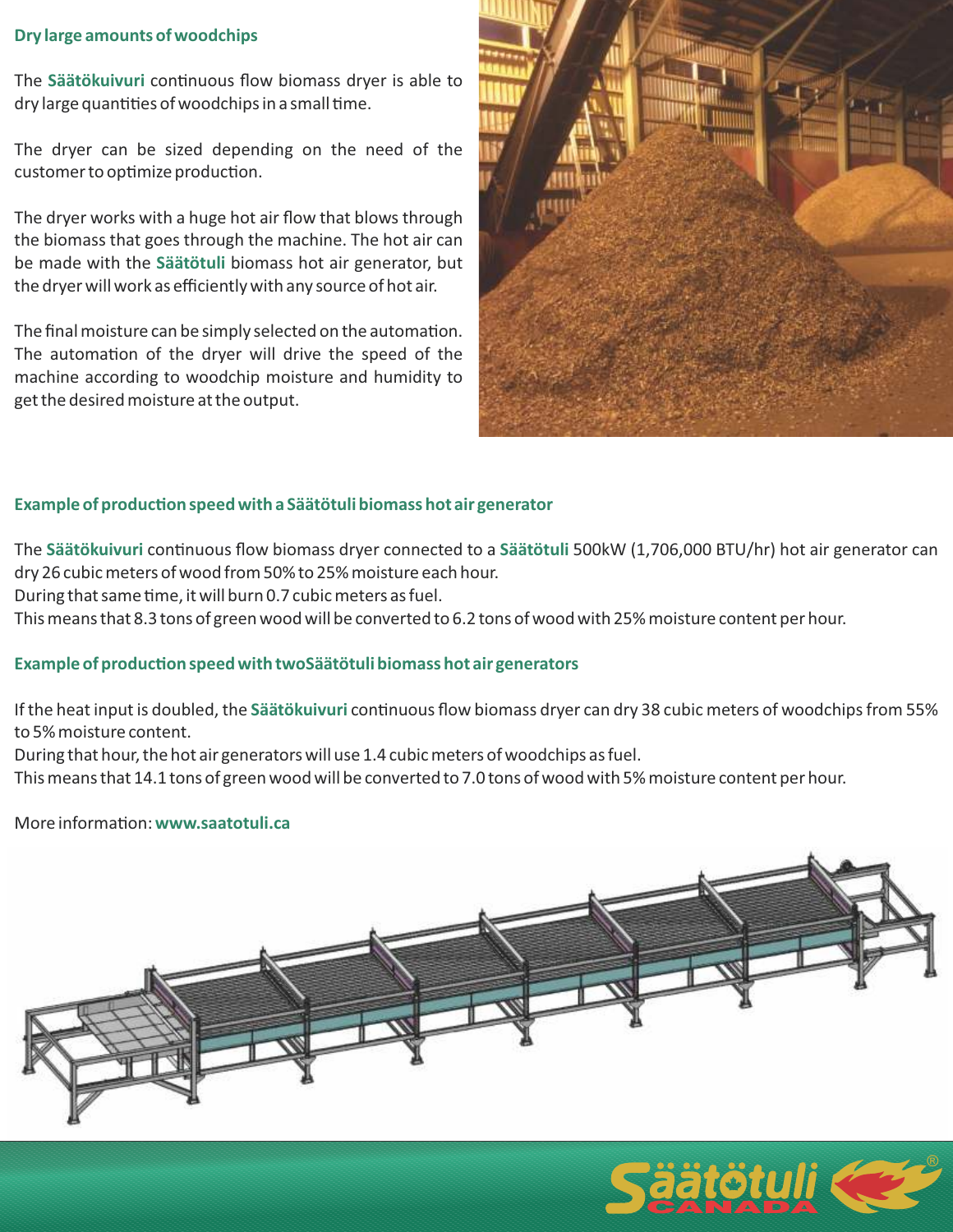## Dry large amounts of woodchips

The **Säätökuivuri** continuous flow biomass dryer is able to dry large quantities of woodchips in a small time.

The dryer can be sized depending on the need of the customer to optimize production.

The dryer works with a huge hot air flow that blows through the biomass that goes through the machine. The hot air can be made with the **Säätötuli** biomass hot air generator, but the dryer will work as efficiently with any source of hot air.

The final moisture can be simply selected on the automation. The automation of the dryer will drive the speed of the machine according to woodchip moisture and humidity to get the desired moisture at the output.

## Example of production speed with a Säätötuli biomass hot air generator

The **Säätökuivuri** continuous flow biomass dryer connected to a **Säätötuli** 500kW (1,706,000 BTU/hr) hot air generator can dry 26 cubic meters of wood from 50% to 25% moisture each hour.
During that same time, it will burn 0.7 cubic meters as fuel.
This means that 8.3 tons of green wood will be converted to 6.2 tons of wood with 25% moisture content per hour.

## Example of production speed with twoSäätötuli biomass hot air generators

If the heat input is doubled, the **Säätökuivuri** continuous flow biomass dryer can dry 38 cubic meters of woodchips from 55% to 5% moisture content.
During that hour, the hot air generators will use 1.4 cubic meters of woodchips as fuel.
This means that 14.1 tons of green wood will be converted to 7.0 tons of wood with 5% moisture content per hour.

More information: **www.saatotuli.ca**